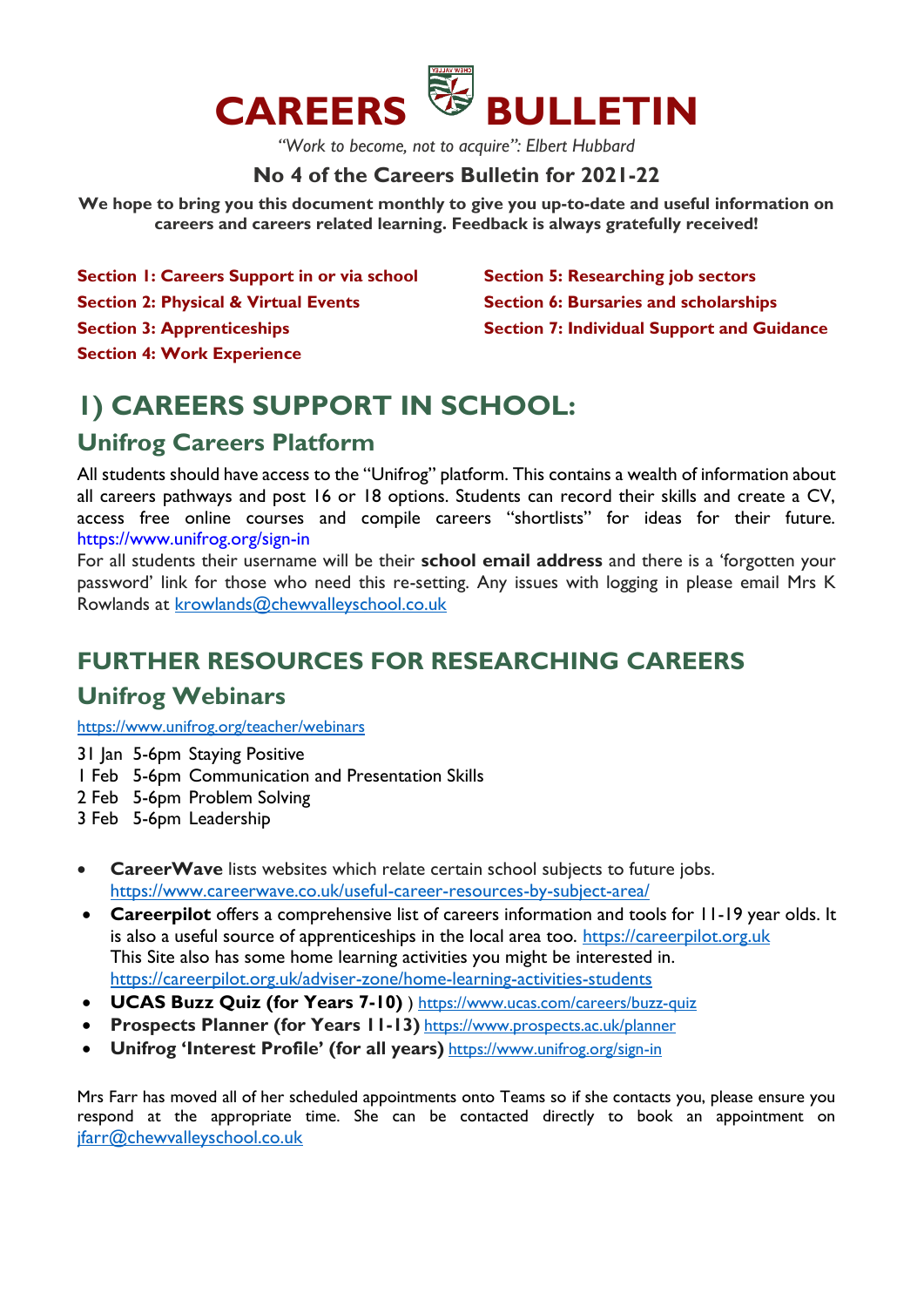# CAREERS BULLETIN

*"Work to become, not to acquire": Elbert Hubbard*

**No 4 of the Careers Bulletin for 2021-22**

**We hope to bring you this document monthly to give you up-to-date and useful information on careers and careers related learning. Feedback is always gratefully received!**

**Section 1: Careers Support in or via school**
**Section 2: Physical & Virtual Events**
**Section 3: Apprenticeships**
**Section 4: Work Experience**
**Section 5: Researching job sectors**
**Section 6: Bursaries and scholarships**
**Section 7: Individual Support and Guidance**

# 1) CAREERS SUPPORT IN SCHOOL:

## Unifrog Careers Platform

All students should have access to the "Unifrog" platform. This contains a wealth of information about all careers pathways and post 16 or 18 options. Students can record their skills and create a CV, access free online courses and compile careers "shortlists" for ideas for their future. https://www.unifrog.org/sign-in

For all students their username will be their **school email address** and there is a 'forgotten your password' link for those who need this re-setting. Any issues with logging in please email Mrs K Rowlands at krowlands@chewvalleyschool.co.uk

# FURTHER RESOURCES FOR RESEARCHING CAREERS

## Unifrog Webinars

https://www.unifrog.org/teacher/webinars

31 Jan 5-6pm Staying Positive
1 Feb 5-6pm Communication and Presentation Skills
2 Feb 5-6pm Problem Solving
3 Feb 5-6pm Leadership

- **CareerWave** lists websites which relate certain school subjects to future jobs. https://www.careerwave.co.uk/useful-career-resources-by-subject-area/
- **Careerpilot** offers a comprehensive list of careers information and tools for 11-19 year olds. It is also a useful source of apprenticeships in the local area too. https://careerpilot.org.uk
  This Site also has some home learning activities you might be interested in. https://careerpilot.org.uk/adviser-zone/home-learning-activities-students
- **UCAS Buzz Quiz (for Years 7-10)** ) https://www.ucas.com/careers/buzz-quiz
- **Prospects Planner (for Years 11-13)** https://www.prospects.ac.uk/planner
- **Unifrog 'Interest Profile' (for all years)** https://www.unifrog.org/sign-in

Mrs Farr has moved all of her scheduled appointments onto Teams so if she contacts you, please ensure you respond at the appropriate time. She can be contacted directly to book an appointment on jfarr@chewvalleyschool.co.uk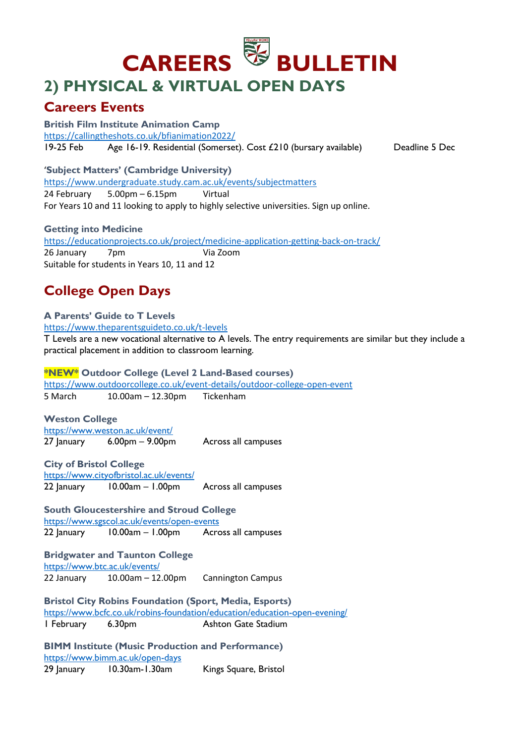# CAREERS BULLETIN

## 2) PHYSICAL & VIRTUAL OPEN DAYS

### Careers Events

**British Film Institute Animation Camp**
https://callingtheshots.co.uk/bfianimation2022/
19-25 Feb Age 16-19. Residential (Somerset). Cost £210 (bursary available) Deadline 5 Dec

**'Subject Matters' (Cambridge University)**
https://www.undergraduate.study.cam.ac.uk/events/subjectmatters
24 February 5.00pm – 6.15pm Virtual
For Years 10 and 11 looking to apply to highly selective universities. Sign up online.

**Getting into Medicine**
https://educationprojects.co.uk/project/medicine-application-getting-back-on-track/
26 January 7pm Via Zoom
Suitable for students in Years 10, 11 and 12

### College Open Days

**A Parents' Guide to T Levels**
https://www.theparentsguideto.co.uk/t-levels
T Levels are a new vocational alternative to A levels. The entry requirements are similar but they include a practical placement in addition to classroom learning.

***NEW* Outdoor College (Level 2 Land-Based courses)**
https://www.outdoorcollege.co.uk/event-details/outdoor-college-open-event
5 March 10.00am – 12.30pm Tickenham

**Weston College**
https://www.weston.ac.uk/event/
27 January 6.00pm – 9.00pm Across all campuses

**City of Bristol College**
https://www.cityofbristol.ac.uk/events/
22 January 10.00am – 1.00pm Across all campuses

**South Gloucestershire and Stroud College**
https://www.sgscol.ac.uk/events/open-events
22 January 10.00am – 1.00pm Across all campuses

**Bridgwater and Taunton College**
https://www.btc.ac.uk/events/
22 January 10.00am – 12.00pm Cannington Campus

**Bristol City Robins Foundation (Sport, Media, Esports)**
https://www.bcfc.co.uk/robins-foundation/education/education-open-evening/
1 February 6.30pm Ashton Gate Stadium

**BIMM Institute (Music Production and Performance)**
https://www.bimm.ac.uk/open-days
29 January 10.30am-1.30am Kings Square, Bristol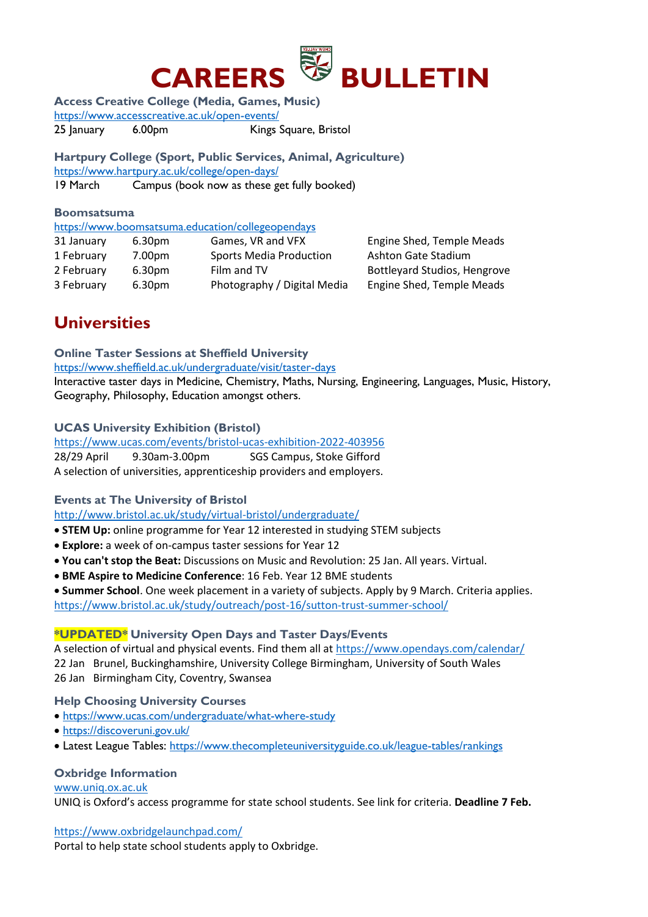# CAREERS BULLETIN

### Access Creative College (Media, Games, Music)

https://www.accesscreative.ac.uk/open-events/

25 January 6.00pm Kings Square, Bristol

### Hartpury College (Sport, Public Services, Animal, Agriculture)

https://www.hartpury.ac.uk/college/open-days/

19 March Campus (book now as these get fully booked)

### Boomsatsuma

https://www.boomsatsuma.education/collegeopendays

| | | | |
|---|---|---|---|
| 31 January | 6.30pm | Games, VR and VFX | Engine Shed, Temple Meads |
| 1 February | 7.00pm | Sports Media Production | Ashton Gate Stadium |
| 2 February | 6.30pm | Film and TV | Bottleyard Studios, Hengrove |
| 3 February | 6.30pm | Photography / Digital Media | Engine Shed, Temple Meads |

## Universities

### Online Taster Sessions at Sheffield University

https://www.sheffield.ac.uk/undergraduate/visit/taster-days

Interactive taster days in Medicine, Chemistry, Maths, Nursing, Engineering, Languages, Music, History, Geography, Philosophy, Education amongst others.

### UCAS University Exhibition (Bristol)

https://www.ucas.com/events/bristol-ucas-exhibition-2022-403956

28/29 April 9.30am-3.00pm SGS Campus, Stoke Gifford

A selection of universities, apprenticeship providers and employers.

### Events at The University of Bristol

http://www.bristol.ac.uk/study/virtual-bristol/undergraduate/

- **STEM Up:** online programme for Year 12 interested in studying STEM subjects
- **Explore:** a week of on-campus taster sessions for Year 12
- **You can't stop the Beat:** Discussions on Music and Revolution: 25 Jan. All years. Virtual.
- **BME Aspire to Medicine Conference**: 16 Feb. Year 12 BME students
- **Summer School**. One week placement in a variety of subjects. Apply by 9 March. Criteria applies.

https://www.bristol.ac.uk/study/outreach/post-16/sutton-trust-summer-school/

### *UPDATED* University Open Days and Taster Days/Events

A selection of virtual and physical events. Find them all at https://www.opendays.com/calendar/

22 Jan Brunel, Buckinghamshire, University College Birmingham, University of South Wales

26 Jan Birmingham City, Coventry, Swansea

### Help Choosing University Courses

- https://www.ucas.com/undergraduate/what-where-study
- https://discoveruni.gov.uk/
- Latest League Tables: https://www.thecompleteuniversityguide.co.uk/league-tables/rankings

### Oxbridge Information

www.uniq.ox.ac.uk

UNIQ is Oxford's access programme for state school students. See link for criteria. **Deadline 7 Feb.**

https://www.oxbridgelaunchpad.com/

Portal to help state school students apply to Oxbridge.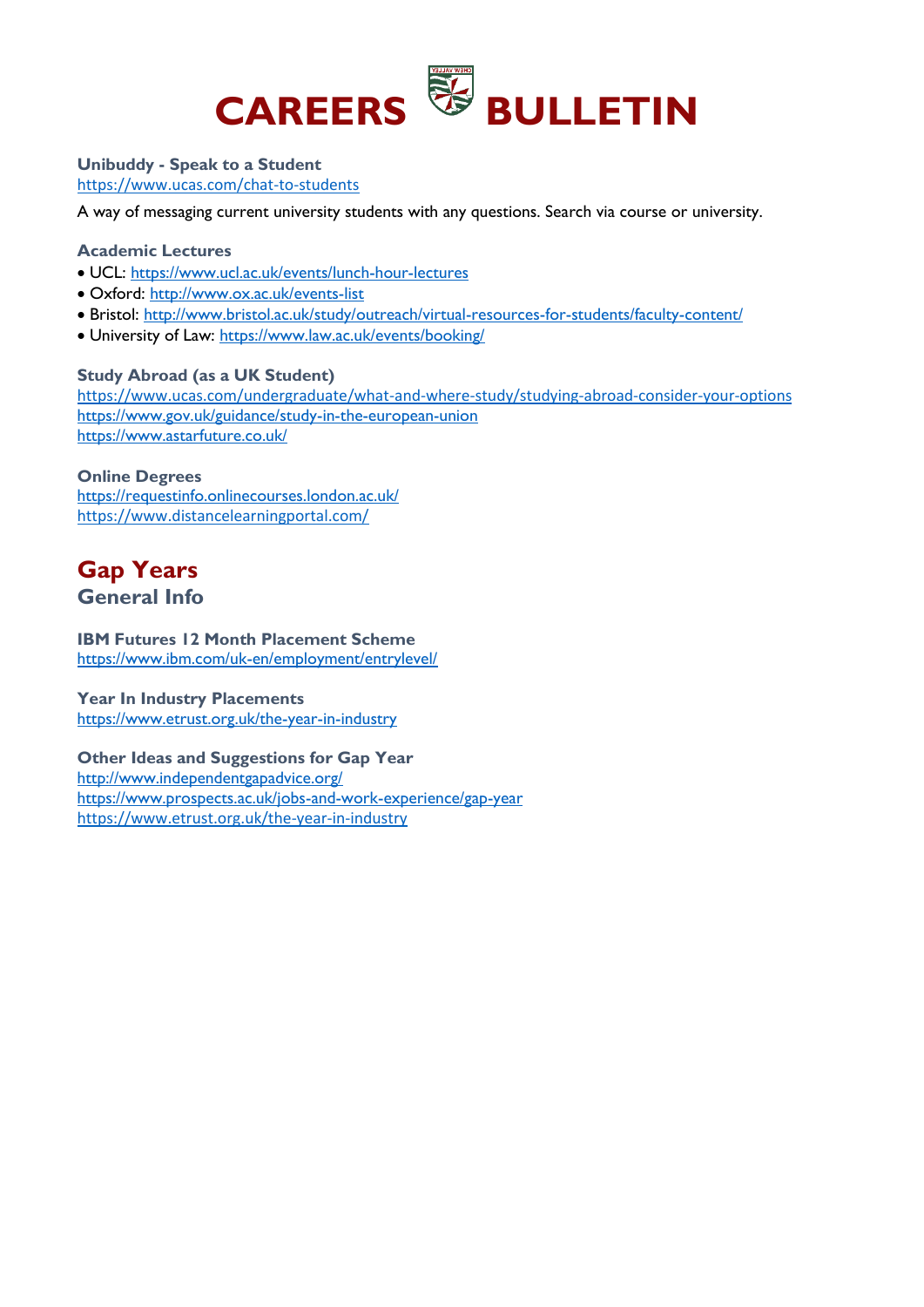# CAREERS BULLETIN

**Unibuddy - Speak to a Student**
https://www.ucas.com/chat-to-students

A way of messaging current university students with any questions. Search via course or university.

**Academic Lectures**

- UCL: https://www.ucl.ac.uk/events/lunch-hour-lectures
- Oxford: http://www.ox.ac.uk/events-list
- Bristol: http://www.bristol.ac.uk/study/outreach/virtual-resources-for-students/faculty-content/
- University of Law: https://www.law.ac.uk/events/booking/

**Study Abroad (as a UK Student)**
https://www.ucas.com/undergraduate/what-and-where-study/studying-abroad-consider-your-options
https://www.gov.uk/guidance/study-in-the-european-union
https://www.astarfuture.co.uk/

**Online Degrees**
https://requestinfo.onlinecourses.london.ac.uk/
https://www.distancelearningportal.com/

## Gap Years

### General Info

**IBM Futures 12 Month Placement Scheme**
https://www.ibm.com/uk-en/employment/entrylevel/

**Year In Industry Placements**
https://www.etrust.org.uk/the-year-in-industry

**Other Ideas and Suggestions for Gap Year**
http://www.independentgapadvice.org/
https://www.prospects.ac.uk/jobs-and-work-experience/gap-year
https://www.etrust.org.uk/the-year-in-industry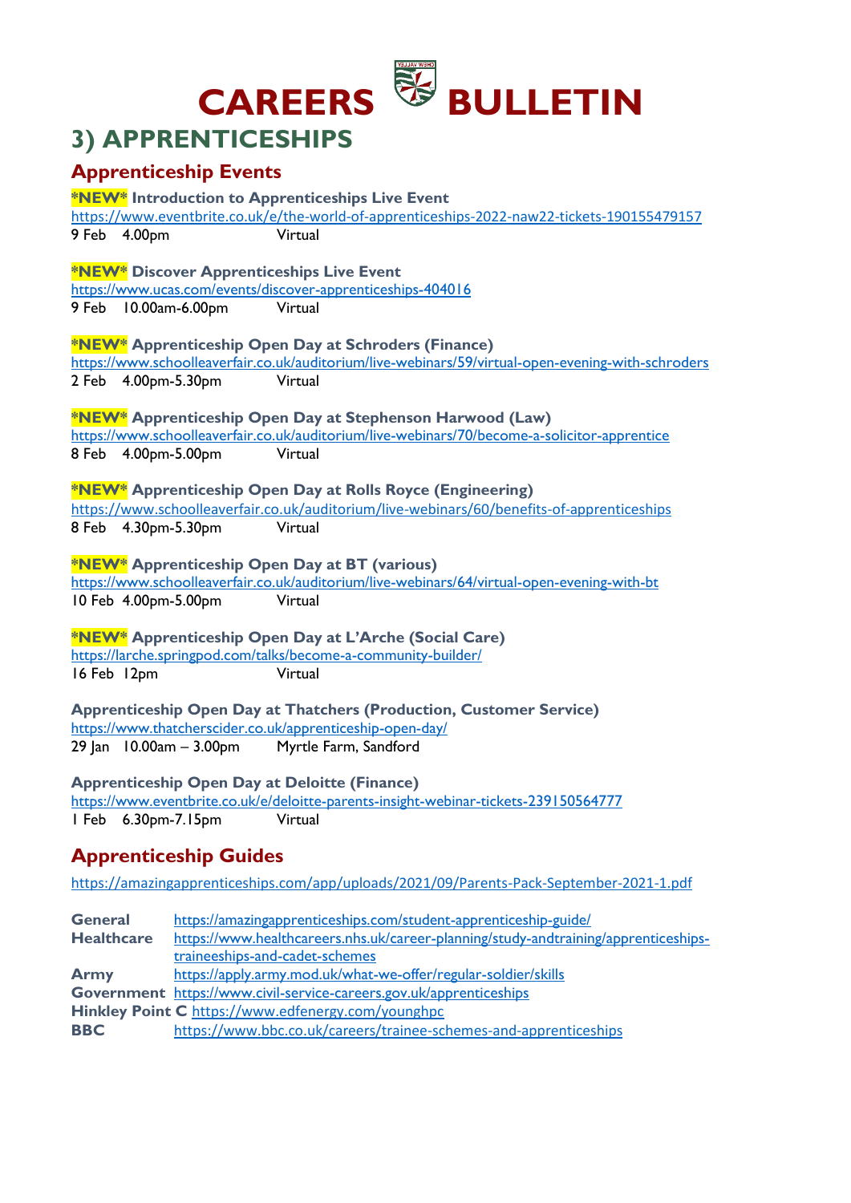# CAREERS BULLETIN

## 3) APPRENTICESHIPS

### Apprenticeship Events

**\*NEW\* Introduction to Apprenticeships Live Event**
https://www.eventbrite.co.uk/e/the-world-of-apprenticeships-2022-naw22-tickets-190155479157
9 Feb 4.00pm Virtual

**\*NEW\* Discover Apprenticeships Live Event**
https://www.ucas.com/events/discover-apprenticeships-404016
9 Feb 10.00am-6.00pm Virtual

**\*NEW\* Apprenticeship Open Day at Schroders (Finance)**
https://www.schoolleaverfair.co.uk/auditorium/live-webinars/59/virtual-open-evening-with-schroders
2 Feb 4.00pm-5.30pm Virtual

**\*NEW\* Apprenticeship Open Day at Stephenson Harwood (Law)**
https://www.schoolleaverfair.co.uk/auditorium/live-webinars/70/become-a-solicitor-apprentice
8 Feb 4.00pm-5.00pm Virtual

**\*NEW\* Apprenticeship Open Day at Rolls Royce (Engineering)**
https://www.schoolleaverfair.co.uk/auditorium/live-webinars/60/benefits-of-apprenticeships
8 Feb 4.30pm-5.30pm Virtual

**\*NEW\* Apprenticeship Open Day at BT (various)**
https://www.schoolleaverfair.co.uk/auditorium/live-webinars/64/virtual-open-evening-with-bt
10 Feb 4.00pm-5.00pm Virtual

**\*NEW\* Apprenticeship Open Day at L'Arche (Social Care)**
https://larche.springpod.com/talks/become-a-community-builder/
16 Feb 12pm Virtual

**Apprenticeship Open Day at Thatchers (Production, Customer Service)**
https://www.thatcherscider.co.uk/apprenticeship-open-day/
29 Jan 10.00am – 3.00pm Myrtle Farm, Sandford

**Apprenticeship Open Day at Deloitte (Finance)**
https://www.eventbrite.co.uk/e/deloitte-parents-insight-webinar-tickets-239150564777
1 Feb 6.30pm-7.15pm Virtual

### Apprenticeship Guides

https://amazingapprenticeships.com/app/uploads/2021/09/Parents-Pack-September-2021-1.pdf

**General** https://amazingapprenticeships.com/student-apprenticeship-guide/
**Healthcare** https://www.healthcareers.nhs.uk/career-planning/study-andtraining/apprenticeships-traineeships-and-cadet-schemes
**Army** https://apply.army.mod.uk/what-we-offer/regular-soldier/skills
**Government** https://www.civil-service-careers.gov.uk/apprenticeships
**Hinkley Point C** https://www.edfenergy.com/younghpc
**BBC** https://www.bbc.co.uk/careers/trainee-schemes-and-apprenticeships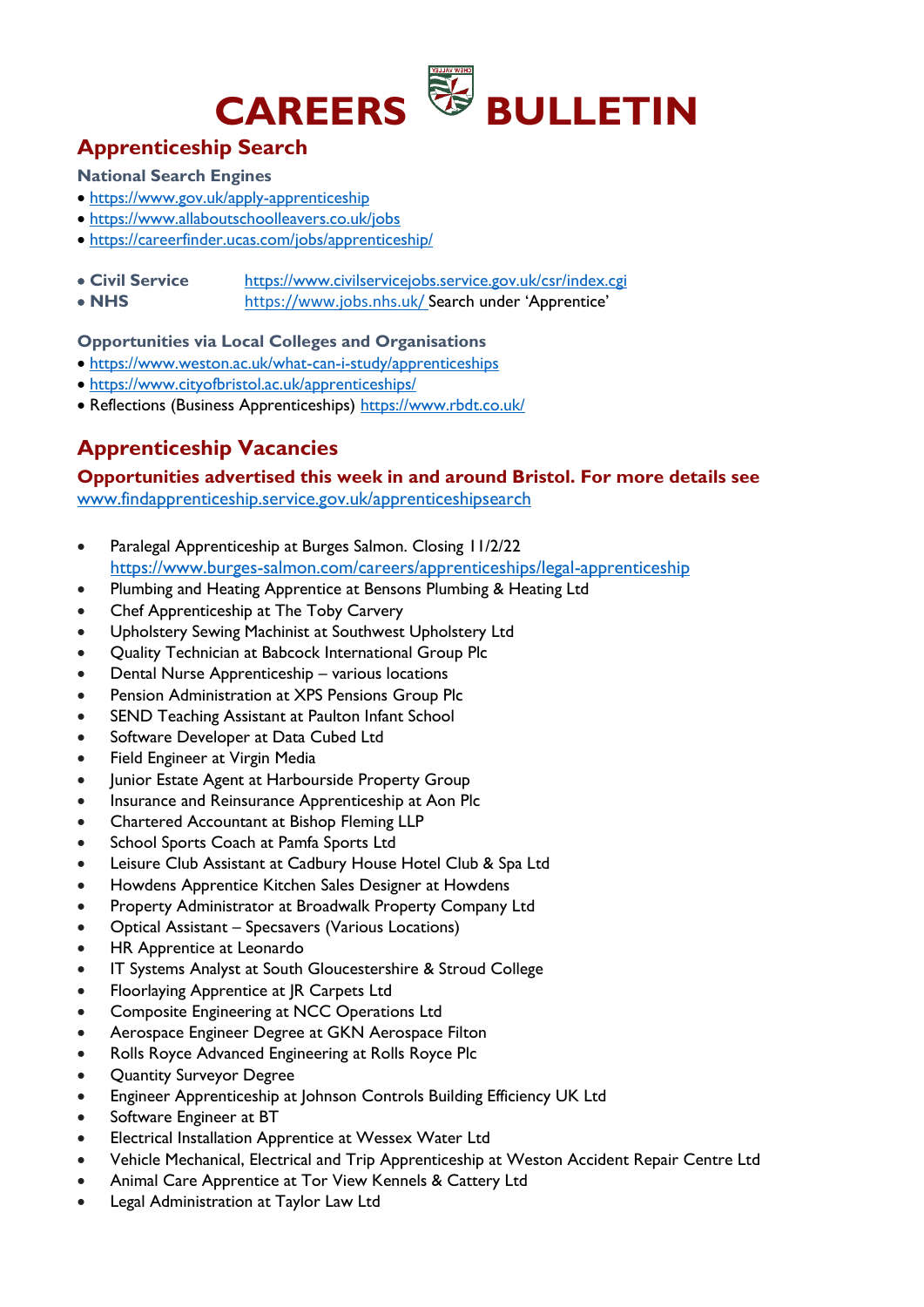# CAREERS BULLETIN

## Apprenticeship Search

### National Search Engines

- https://www.gov.uk/apply-apprenticeship
- https://www.allaboutschoolleavers.co.uk/jobs
- https://careerfinder.ucas.com/jobs/apprenticeship/

- **Civil Service** https://www.civilservicejobs.service.gov.uk/csr/index.cgi
- **NHS** https://www.jobs.nhs.uk/ Search under 'Apprentice'

### Opportunities via Local Colleges and Organisations

- https://www.weston.ac.uk/what-can-i-study/apprenticeships
- https://www.cityofbristol.ac.uk/apprenticeships/
- Reflections (Business Apprenticeships) https://www.rbdt.co.uk/

## Apprenticeship Vacancies

### Opportunities advertised this week in and around Bristol. For more details see

www.findapprenticeship.service.gov.uk/apprenticeshipsearch

- Paralegal Apprenticeship at Burges Salmon. Closing 11/2/22 https://www.burges-salmon.com/careers/apprenticeships/legal-apprenticeship
- Plumbing and Heating Apprentice at Bensons Plumbing & Heating Ltd
- Chef Apprenticeship at The Toby Carvery
- Upholstery Sewing Machinist at Southwest Upholstery Ltd
- Quality Technician at Babcock International Group Plc
- Dental Nurse Apprenticeship – various locations
- Pension Administration at XPS Pensions Group Plc
- SEND Teaching Assistant at Paulton Infant School
- Software Developer at Data Cubed Ltd
- Field Engineer at Virgin Media
- Junior Estate Agent at Harbourside Property Group
- Insurance and Reinsurance Apprenticeship at Aon Plc
- Chartered Accountant at Bishop Fleming LLP
- School Sports Coach at Pamfa Sports Ltd
- Leisure Club Assistant at Cadbury House Hotel Club & Spa Ltd
- Howdens Apprentice Kitchen Sales Designer at Howdens
- Property Administrator at Broadwalk Property Company Ltd
- Optical Assistant – Specsavers (Various Locations)
- HR Apprentice at Leonardo
- IT Systems Analyst at South Gloucestershire & Stroud College
- Floorlaying Apprentice at JR Carpets Ltd
- Composite Engineering at NCC Operations Ltd
- Aerospace Engineer Degree at GKN Aerospace Filton
- Rolls Royce Advanced Engineering at Rolls Royce Plc
- Quantity Surveyor Degree
- Engineer Apprenticeship at Johnson Controls Building Efficiency UK Ltd
- Software Engineer at BT
- Electrical Installation Apprentice at Wessex Water Ltd
- Vehicle Mechanical, Electrical and Trip Apprenticeship at Weston Accident Repair Centre Ltd
- Animal Care Apprentice at Tor View Kennels & Cattery Ltd
- Legal Administration at Taylor Law Ltd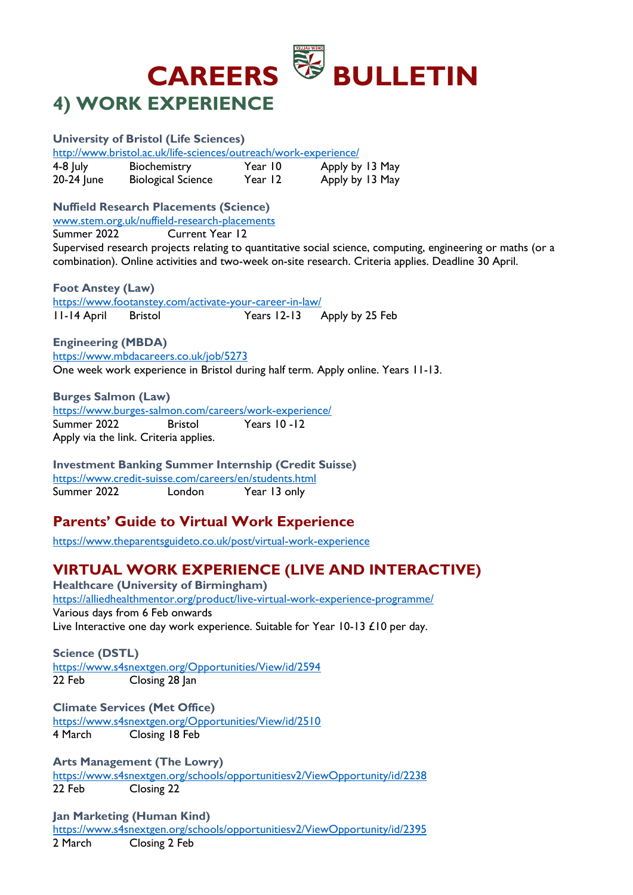# CAREERS BULLETIN

## 4) WORK EXPERIENCE

**University of Bristol (Life Sciences)**
http://www.bristol.ac.uk/life-sciences/outreach/work-experience/

| | | | |
|---|---|---|---|
| 4-8 July | Biochemistry | Year 10 | Apply by 13 May |
| 20-24 June | Biological Science | Year 12 | Apply by 13 May |

**Nuffield Research Placements (Science)**
www.stem.org.uk/nuffield-research-placements
Summer 2022 Current Year 12
Supervised research projects relating to quantitative social science, computing, engineering or maths (or a combination). Online activities and two-week on-site research. Criteria applies. Deadline 30 April.

**Foot Anstey (Law)**
https://www.footanstey.com/activate-your-career-in-law/
11-14 April Bristol Years 12-13 Apply by 25 Feb

**Engineering (MBDA)**
https://www.mbdacareers.co.uk/job/5273
One week work experience in Bristol during half term. Apply online. Years 11-13.

**Burges Salmon (Law)**
https://www.burges-salmon.com/careers/work-experience/
Summer 2022 Bristol Years 10 -12
Apply via the link. Criteria applies.

**Investment Banking Summer Internship (Credit Suisse)**
https://www.credit-suisse.com/careers/en/students.html
Summer 2022 London Year 13 only

## Parents' Guide to Virtual Work Experience

https://www.theparentsguideto.co.uk/post/virtual-work-experience

## VIRTUAL WORK EXPERIENCE (LIVE AND INTERACTIVE)

**Healthcare (University of Birmingham)**
https://alliedhealthmentor.org/product/live-virtual-work-experience-programme/
Various days from 6 Feb onwards
Live Interactive one day work experience. Suitable for Year 10-13 £10 per day.

**Science (DSTL)**
https://www.s4snextgen.org/Opportunities/View/id/2594
22 Feb Closing 28 Jan

**Climate Services (Met Office)**
https://www.s4snextgen.org/Opportunities/View/id/2510
4 March Closing 18 Feb

**Arts Management (The Lowry)**
https://www.s4snextgen.org/schools/opportunitiesv2/ViewOpportunity/id/2238
22 Feb Closing 22

**Jan Marketing (Human Kind)**
https://www.s4snextgen.org/schools/opportunitiesv2/ViewOpportunity/id/2395
2 March Closing 2 Feb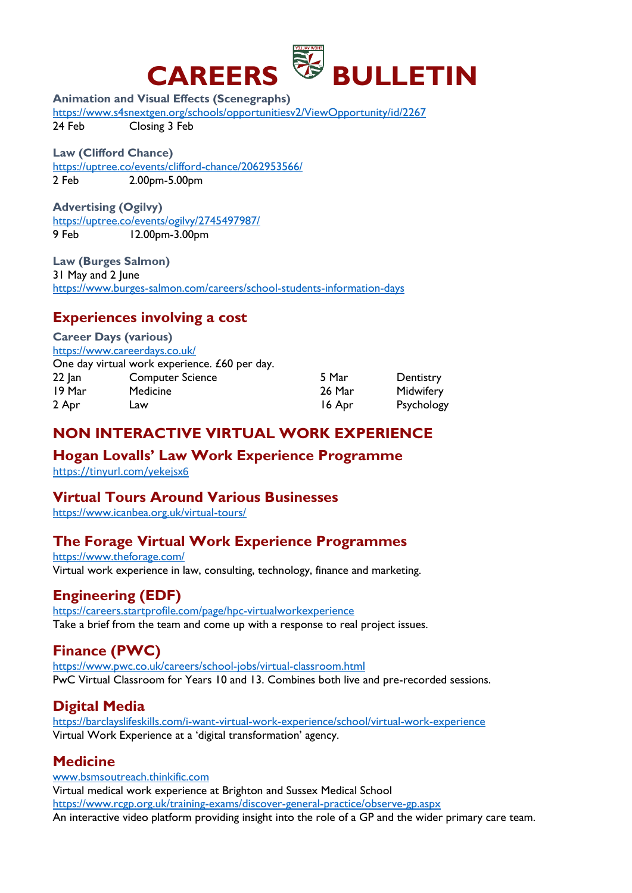# CAREERS BULLETIN

**Animation and Visual Effects (Scenegraphs)**
https://www.s4snextgen.org/schools/opportunitiesv2/ViewOpportunity/id/2267
24 Feb Closing 3 Feb

**Law (Clifford Chance)**
https://uptree.co/events/clifford-chance/2062953566/
2 Feb 2.00pm-5.00pm

**Advertising (Ogilvy)**
https://uptree.co/events/ogilvy/2745497987/
9 Feb 12.00pm-3.00pm

**Law (Burges Salmon)**
31 May and 2 June
https://www.burges-salmon.com/careers/school-students-information-days

## Experiences involving a cost

**Career Days (various)**
https://www.careerdays.co.uk/
One day virtual work experience. £60 per day.

| | | | |
|---|---|---|---|
| 22 Jan | Computer Science | 5 Mar | Dentistry |
| 19 Mar | Medicine | 26 Mar | Midwifery |
| 2 Apr | Law | 16 Apr | Psychology |

## NON INTERACTIVE VIRTUAL WORK EXPERIENCE

### Hogan Lovalls' Law Work Experience Programme
https://tinyurl.com/yekejsx6

### Virtual Tours Around Various Businesses
https://www.icanbea.org.uk/virtual-tours/

### The Forage Virtual Work Experience Programmes
https://www.theforage.com/
Virtual work experience in law, consulting, technology, finance and marketing.

### Engineering (EDF)
https://careers.startprofile.com/page/hpc-virtualworkexperience
Take a brief from the team and come up with a response to real project issues.

### Finance (PWC)
https://www.pwc.co.uk/careers/school-jobs/virtual-classroom.html
PwC Virtual Classroom for Years 10 and 13. Combines both live and pre-recorded sessions.

### Digital Media
https://barclayslifeskills.com/i-want-virtual-work-experience/school/virtual-work-experience
Virtual Work Experience at a 'digital transformation' agency.

### Medicine
www.bsmsoutreach.thinkific.com
Virtual medical work experience at Brighton and Sussex Medical School
https://www.rcgp.org.uk/training-exams/discover-general-practice/observe-gp.aspx
An interactive video platform providing insight into the role of a GP and the wider primary care team.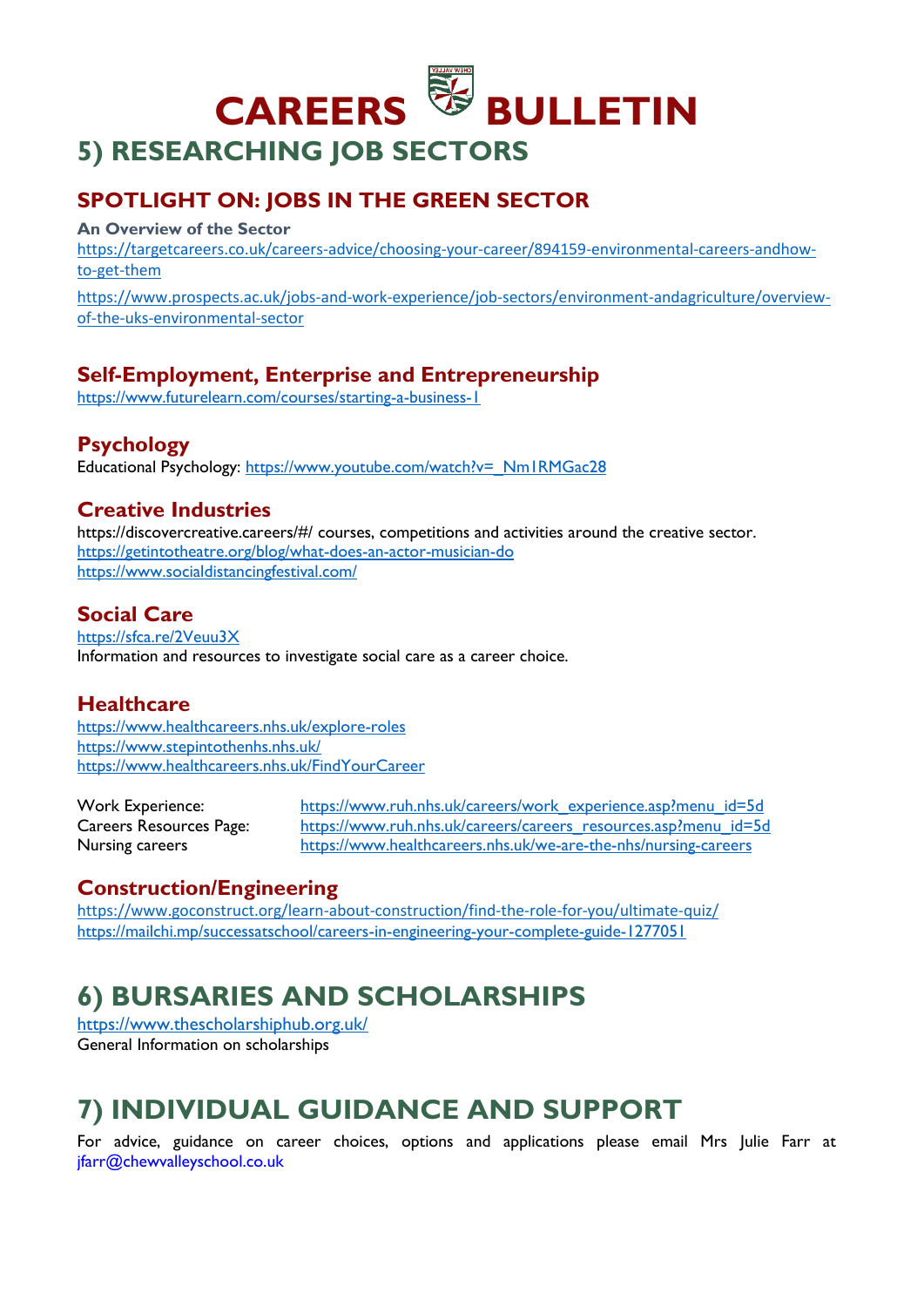# CAREERS BULLETIN

## 5) RESEARCHING JOB SECTORS

### SPOTLIGHT ON: JOBS IN THE GREEN SECTOR

**An Overview of the Sector**

https://targetcareers.co.uk/careers-advice/choosing-your-career/894159-environmental-careers-andhow-to-get-them

https://www.prospects.ac.uk/jobs-and-work-experience/job-sectors/environment-andagriculture/overview-of-the-uks-environmental-sector

### Self-Employment, Enterprise and Entrepreneurship

https://www.futurelearn.com/courses/starting-a-business-1

### Psychology

Educational Psychology: https://www.youtube.com/watch?v=_Nm1RMGac28

### Creative Industries

https://discovercreative.careers/#/ courses, competitions and activities around the creative sector.
https://getintotheatre.org/blog/what-does-an-actor-musician-do
https://www.socialdistancingfestival.com/

### Social Care

https://sfca.re/2Veuu3X
Information and resources to investigate social care as a career choice.

### Healthcare

https://www.healthcareers.nhs.uk/explore-roles
https://www.stepintothenhs.nhs.uk/
https://www.healthcareers.nhs.uk/FindYourCareer

| | |
|---|---|
| Work Experience: | https://www.ruh.nhs.uk/careers/work_experience.asp?menu_id=5d |
| Careers Resources Page: | https://www.ruh.nhs.uk/careers/careers_resources.asp?menu_id=5d |
| Nursing careers | https://www.healthcareers.nhs.uk/we-are-the-nhs/nursing-careers |

### Construction/Engineering

https://www.goconstruct.org/learn-about-construction/find-the-role-for-you/ultimate-quiz/
https://mailchi.mp/successatschool/careers-in-engineering-your-complete-guide-1277051

## 6) BURSARIES AND SCHOLARSHIPS

https://www.thescholarshiphub.org.uk/
General Information on scholarships

## 7) INDIVIDUAL GUIDANCE AND SUPPORT

For advice, guidance on career choices, options and applications please email Mrs Julie Farr at jfarr@chewvalleyschool.co.uk